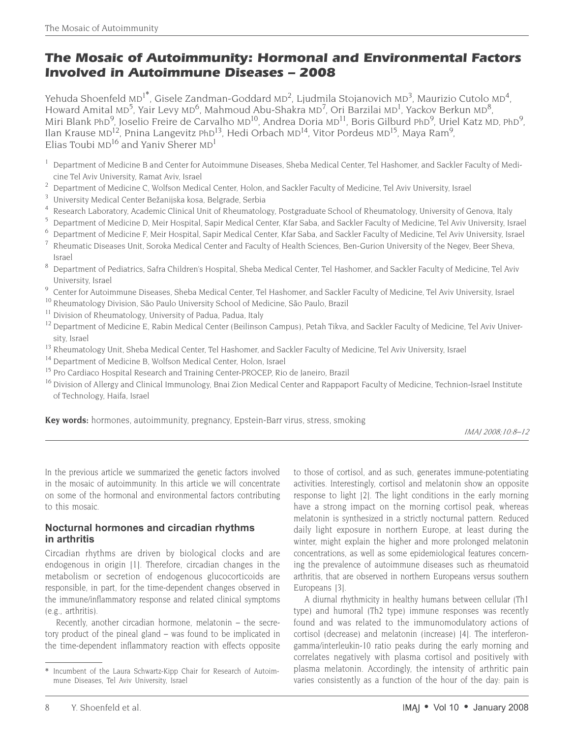# The Mosaic of Autoimmunity: Hormonal and Environmental Factors Involved in Autoimmune Diseases – 2008

Yehuda Shoenfeld MD[1*], Gisele Zandman-Goddard MD[2], Ljudmila Stojanovich MD[3], Maurizio Cutolo MD[4], Howard Amital MD[5], Yair Levy MD[6], Mahmoud Abu-Shakra MD[7], Ori Barzilai MD[1], Yackov Berkun MD[8], Miri Blank PhD[9], Joselio Freire de Carvalho MD[10], Andrea Doria MD[11], Boris Gilburd PhD[9], Uriel Katz MD, PhD[9], Ilan Krause MD[12], Pnina Langevitz PhD[13], Hedi Orbach MD[14], Vitor Pordeus MD[15], Maya Ram[9], Elias Toubi MD[16] and Yaniv Sherer MD[1]

[1] Department of Medicine B and Center for Autoimmune Diseases, Sheba Medical Center, Tel Hashomer, and Sackler Faculty of Medicine Tel Aviv University, Ramat Aviv, Israel
[2] Department of Medicine C, Wolfson Medical Center, Holon, and Sackler Faculty of Medicine, Tel Aviv University, Israel
[3] University Medical Center Bežanijska kosa, Belgrade, Serbia
[4] Research Laboratory, Academic Clinical Unit of Rheumatology, Postgraduate School of Rheumatology, University of Genova, Italy
[5] Department of Medicine D, Meir Hospital, Sapir Medical Center, Kfar Saba, and Sackler Faculty of Medicine, Tel Aviv University, Israel
[6] Department of Medicine F, Meir Hospital, Sapir Medical Center, Kfar Saba, and Sackler Faculty of Medicine, Tel Aviv University, Israel
[7] Rheumatic Diseases Unit, Soroka Medical Center and Faculty of Health Sciences, Ben-Gurion University of the Negev, Beer Sheva, Israel
[8] Department of Pediatrics, Safra Children's Hospital, Sheba Medical Center, Tel Hashomer, and Sackler Faculty of Medicine, Tel Aviv University, Israel
[9] Center for Autoimmune Diseases, Sheba Medical Center, Tel Hashomer, and Sackler Faculty of Medicine, Tel Aviv University, Israel
[10] Rheumatology Division, São Paulo University School of Medicine, São Paulo, Brazil
[11] Division of Rheumatology, University of Padua, Padua, Italy
[12] Department of Medicine E, Rabin Medical Center (Beilinson Campus), Petah Tikva, and Sackler Faculty of Medicine, Tel Aviv University, Israel
[13] Rheumatology Unit, Sheba Medical Center, Tel Hashomer, and Sackler Faculty of Medicine, Tel Aviv University, Israel
[14] Department of Medicine B, Wolfson Medical Center, Holon, Israel
[15] Pro Cardiaco Hospital Research and Training Center-PROCEP, Rio de Janeiro, Brazil
[16] Division of Allergy and Clinical Immunology, Bnai Zion Medical Center and Rappaport Faculty of Medicine, Technion-Israel Institute of Technology, Haifa, Israel

**Key words:** hormones, autoimmunity, pregnancy, Epstein-Barr virus, stress, smoking

*IMAJ 2008;10:8–12*

In the previous article we summarized the genetic factors involved in the mosaic of autoimmunity. In this article we will concentrate on some of the hormonal and environmental factors contributing to this mosaic.

### Nocturnal hormones and circadian rhythms in arthritis

Circadian rhythms are driven by biological clocks and are endogenous in origin [1]. Therefore, circadian changes in the metabolism or secretion of endogenous glucocorticoids are responsible, in part, for the time-dependent changes observed in the immune/inflammatory response and related clinical symptoms (e.g., arthritis).

Recently, another circadian hormone, melatonin – the secretory product of the pineal gland – was found to be implicated in the time-dependent inflammatory reaction with effects opposite to those of cortisol, and as such, generates immune-potentiating activities. Interestingly, cortisol and melatonin show an opposite response to light [2]. The light conditions in the early morning have a strong impact on the morning cortisol peak, whereas melatonin is synthesized in a strictly nocturnal pattern. Reduced daily light exposure in northern Europe, at least during the winter, might explain the higher and more prolonged melatonin concentrations, as well as some epidemiological features concerning the prevalence of autoimmune diseases such as rheumatoid arthritis, that are observed in northern Europeans versus southern Europeans [3].

A diurnal rhythmicity in healthy humans between cellular (Th1 type) and humoral (Th2 type) immune responses was recently found and was related to the immunomodulatory actions of cortisol (decrease) and melatonin (increase) [4]. The interferon-gamma/interleukin-10 ratio peaks during the early morning and correlates negatively with plasma cortisol and positively with plasma melatonin. Accordingly, the intensity of arthritic pain varies consistently as a function of the hour of the day: pain is

\* Incumbent of the Laura Schwartz-Kipp Chair for Research of Autoimmune Diseases, Tel Aviv University, Israel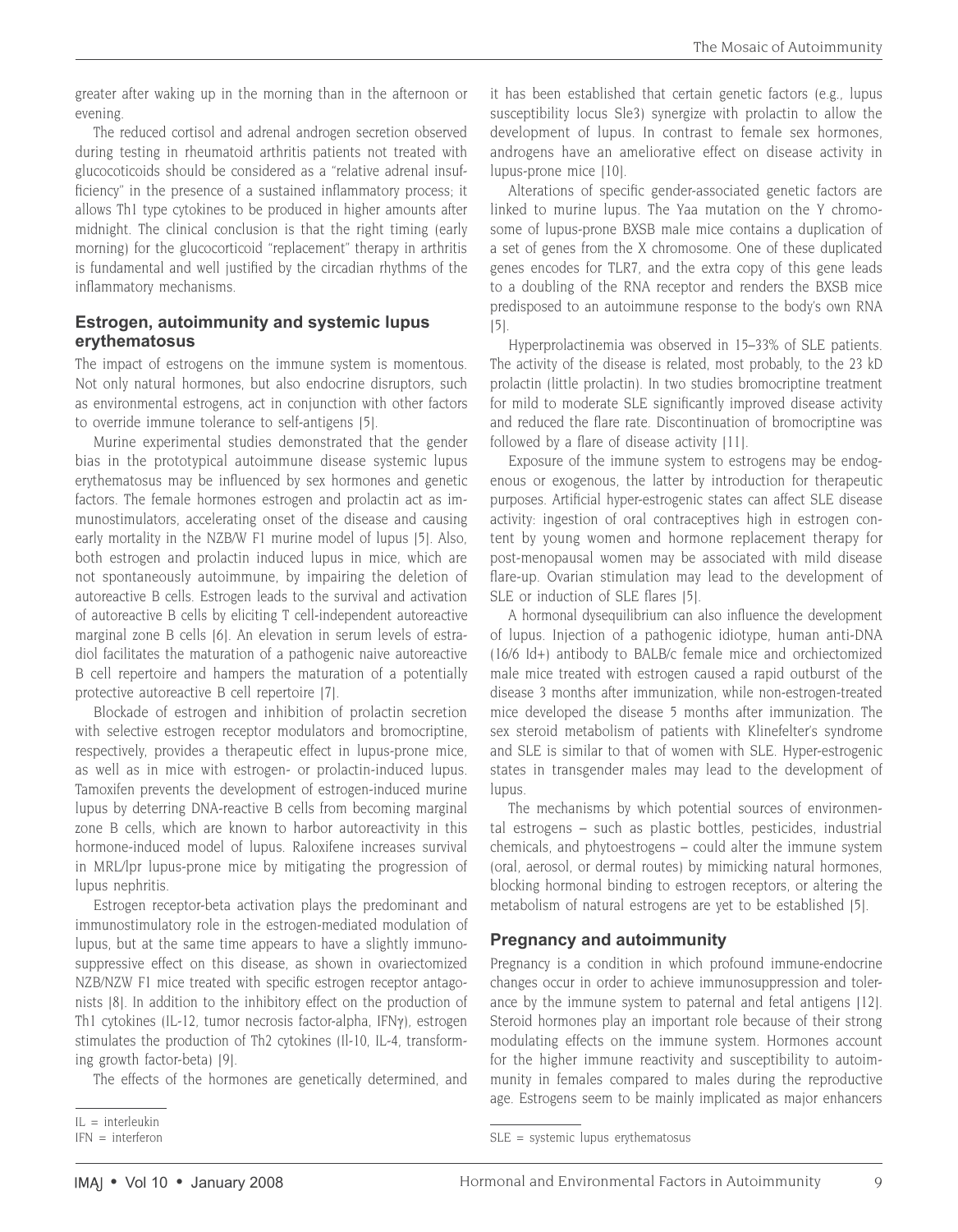greater after waking up in the morning than in the afternoon or evening.

The reduced cortisol and adrenal androgen secretion observed during testing in rheumatoid arthritis patients not treated with glucocoticoids should be considered as a "relative adrenal insufficiency" in the presence of a sustained inflammatory process; it allows Th1 type cytokines to be produced in higher amounts after midnight. The clinical conclusion is that the right timing (early morning) for the glucocorticoid "replacement" therapy in arthritis is fundamental and well justified by the circadian rhythms of the inflammatory mechanisms.

## Estrogen, autoimmunity and systemic lupus erythematosus

The impact of estrogens on the immune system is momentous. Not only natural hormones, but also endocrine disruptors, such as environmental estrogens, act in conjunction with other factors to override immune tolerance to self-antigens [5].

Murine experimental studies demonstrated that the gender bias in the prototypical autoimmune disease systemic lupus erythematosus may be influenced by sex hormones and genetic factors. The female hormones estrogen and prolactin act as immunostimulators, accelerating onset of the disease and causing early mortality in the NZB/W F1 murine model of lupus [5]. Also, both estrogen and prolactin induced lupus in mice, which are not spontaneously autoimmune, by impairing the deletion of autoreactive B cells. Estrogen leads to the survival and activation of autoreactive B cells by eliciting T cell-independent autoreactive marginal zone B cells [6]. An elevation in serum levels of estradiol facilitates the maturation of a pathogenic naive autoreactive B cell repertoire and hampers the maturation of a potentially protective autoreactive B cell repertoire [7].

Blockade of estrogen and inhibition of prolactin secretion with selective estrogen receptor modulators and bromocriptine, respectively, provides a therapeutic effect in lupus-prone mice, as well as in mice with estrogen- or prolactin-induced lupus. Tamoxifen prevents the development of estrogen-induced murine lupus by deterring DNA-reactive B cells from becoming marginal zone B cells, which are known to harbor autoreactivity in this hormone-induced model of lupus. Raloxifene increases survival in MRL/lpr lupus-prone mice by mitigating the progression of lupus nephritis.

Estrogen receptor-beta activation plays the predominant and immunostimulatory role in the estrogen-mediated modulation of lupus, but at the same time appears to have a slightly immunosuppressive effect on this disease, as shown in ovariectomized NZB/NZW F1 mice treated with specific estrogen receptor antagonists [8]. In addition to the inhibitory effect on the production of Th1 cytokines (IL-12, tumor necrosis factor-alpha, IFNγ), estrogen stimulates the production of Th2 cytokines (Il-10, IL-4, transforming growth factor-beta) [9].

The effects of the hormones are genetically determined, and it has been established that certain genetic factors (e.g., lupus susceptibility locus Sle3) synergize with prolactin to allow the development of lupus. In contrast to female sex hormones, androgens have an ameliorative effect on disease activity in lupus-prone mice [10].

Alterations of specific gender-associated genetic factors are linked to murine lupus. The Yaa mutation on the Y chromosome of lupus-prone BXSB male mice contains a duplication of a set of genes from the X chromosome. One of these duplicated genes encodes for TLR7, and the extra copy of this gene leads to a doubling of the RNA receptor and renders the BXSB mice predisposed to an autoimmune response to the body's own RNA [5].

Hyperprolactinemia was observed in 15–33% of SLE patients. The activity of the disease is related, most probably, to the 23 kD prolactin (little prolactin). In two studies bromocriptine treatment for mild to moderate SLE significantly improved disease activity and reduced the flare rate. Discontinuation of bromocriptine was followed by a flare of disease activity [11].

Exposure of the immune system to estrogens may be endogenous or exogenous, the latter by introduction for therapeutic purposes. Artificial hyper-estrogenic states can affect SLE disease activity: ingestion of oral contraceptives high in estrogen content by young women and hormone replacement therapy for post-menopausal women may be associated with mild disease flare-up. Ovarian stimulation may lead to the development of SLE or induction of SLE flares [5].

A hormonal dysequilibrium can also influence the development of lupus. Injection of a pathogenic idiotype, human anti-DNA (16/6 Id+) antibody to BALB/c female mice and orchiectomized male mice treated with estrogen caused a rapid outburst of the disease 3 months after immunization, while non-estrogen-treated mice developed the disease 5 months after immunization. The sex steroid metabolism of patients with Klinefelter's syndrome and SLE is similar to that of women with SLE. Hyper-estrogenic states in transgender males may lead to the development of lupus.

The mechanisms by which potential sources of environmental estrogens – such as plastic bottles, pesticides, industrial chemicals, and phytoestrogens – could alter the immune system (oral, aerosol, or dermal routes) by mimicking natural hormones, blocking hormonal binding to estrogen receptors, or altering the metabolism of natural estrogens are yet to be established [5].

## Pregnancy and autoimmunity

Pregnancy is a condition in which profound immune-endocrine changes occur in order to achieve immunosuppression and tolerance by the immune system to paternal and fetal antigens [12]. Steroid hormones play an important role because of their strong modulating effects on the immune system. Hormones account for the higher immune reactivity and susceptibility to autoimmunity in females compared to males during the reproductive age. Estrogens seem to be mainly implicated as major enhancers

IL = interleukin
IFN = interferon

SLE = systemic lupus erythematosus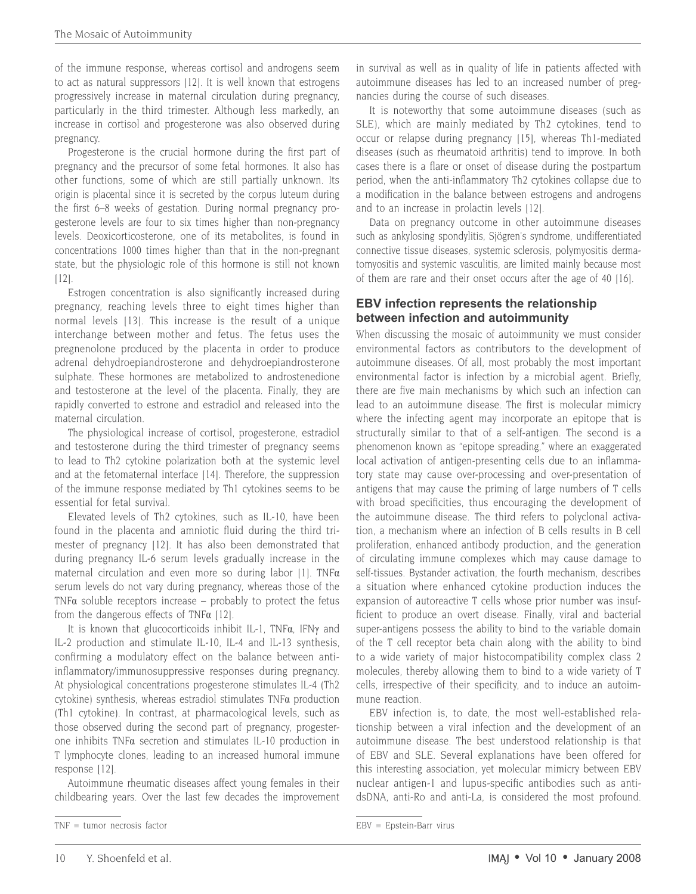of the immune response, whereas cortisol and androgens seem to act as natural suppressors [12]. It is well known that estrogens progressively increase in maternal circulation during pregnancy, particularly in the third trimester. Although less markedly, an increase in cortisol and progesterone was also observed during pregnancy.

Progesterone is the crucial hormone during the first part of pregnancy and the precursor of some fetal hormones. It also has other functions, some of which are still partially unknown. Its origin is placental since it is secreted by the corpus luteum during the first 6–8 weeks of gestation. During normal pregnancy progesterone levels are four to six times higher than non-pregnancy levels. Deoxicorticosterone, one of its metabolites, is found in concentrations 1000 times higher than that in the non-pregnant state, but the physiologic role of this hormone is still not known [12].

Estrogen concentration is also significantly increased during pregnancy, reaching levels three to eight times higher than normal levels [13]. This increase is the result of a unique interchange between mother and fetus. The fetus uses the pregnenolone produced by the placenta in order to produce adrenal dehydroepiandrosterone and dehydroepiandrosterone sulphate. These hormones are metabolized to androstenedione and testosterone at the level of the placenta. Finally, they are rapidly converted to estrone and estradiol and released into the maternal circulation.

The physiological increase of cortisol, progesterone, estradiol and testosterone during the third trimester of pregnancy seems to lead to Th2 cytokine polarization both at the systemic level and at the fetomaternal interface [14]. Therefore, the suppression of the immune response mediated by Th1 cytokines seems to be essential for fetal survival.

Elevated levels of Th2 cytokines, such as IL-10, have been found in the placenta and amniotic fluid during the third trimester of pregnancy [12]. It has also been demonstrated that during pregnancy IL-6 serum levels gradually increase in the maternal circulation and even more so during labor [1]. TNFα serum levels do not vary during pregnancy, whereas those of the TNFα soluble receptors increase – probably to protect the fetus from the dangerous effects of TNFα [12].

It is known that glucocorticoids inhibit IL-1, TNFα, IFNγ and IL-2 production and stimulate IL-10, IL-4 and IL-13 synthesis, confirming a modulatory effect on the balance between anti-inflammatory/immunosuppressive responses during pregnancy. At physiological concentrations progesterone stimulates IL-4 (Th2 cytokine) synthesis, whereas estradiol stimulates TNFα production (Th1 cytokine). In contrast, at pharmacological levels, such as those observed during the second part of pregnancy, progesterone inhibits TNFα secretion and stimulates IL-10 production in T lymphocyte clones, leading to an increased humoral immune response [12].

Autoimmune rheumatic diseases affect young females in their childbearing years. Over the last few decades the improvement in survival as well as in quality of life in patients affected with autoimmune diseases has led to an increased number of pregnancies during the course of such diseases.

It is noteworthy that some autoimmune diseases (such as SLE), which are mainly mediated by Th2 cytokines, tend to occur or relapse during pregnancy [15], whereas Th1-mediated diseases (such as rheumatoid arthritis) tend to improve. In both cases there is a flare or onset of disease during the postpartum period, when the anti-inflammatory Th2 cytokines collapse due to a modification in the balance between estrogens and androgens and to an increase in prolactin levels [12].

Data on pregnancy outcome in other autoimmune diseases such as ankylosing spondylitis, Sjögren's syndrome, undifferentiated connective tissue diseases, systemic sclerosis, polymyositis dermatomyositis and systemic vasculitis, are limited mainly because most of them are rare and their onset occurs after the age of 40 [16].

## EBV infection represents the relationship between infection and autoimmunity

When discussing the mosaic of autoimmunity we must consider environmental factors as contributors to the development of autoimmune diseases. Of all, most probably the most important environmental factor is infection by a microbial agent. Briefly, there are five main mechanisms by which such an infection can lead to an autoimmune disease. The first is molecular mimicry where the infecting agent may incorporate an epitope that is structurally similar to that of a self-antigen. The second is a phenomenon known as "epitope spreading," where an exaggerated local activation of antigen-presenting cells due to an inflammatory state may cause over-processing and over-presentation of antigens that may cause the priming of large numbers of T cells with broad specificities, thus encouraging the development of the autoimmune disease. The third refers to polyclonal activation, a mechanism where an infection of B cells results in B cell proliferation, enhanced antibody production, and the generation of circulating immune complexes which may cause damage to self-tissues. Bystander activation, the fourth mechanism, describes a situation where enhanced cytokine production induces the expansion of autoreactive T cells whose prior number was insufficient to produce an overt disease. Finally, viral and bacterial super-antigens possess the ability to bind to the variable domain of the T cell receptor beta chain along with the ability to bind to a wide variety of major histocompatibility complex class 2 molecules, thereby allowing them to bind to a wide variety of T cells, irrespective of their specificity, and to induce an autoimmune reaction.

EBV infection is, to date, the most well-established relationship between a viral infection and the development of an autoimmune disease. The best understood relationship is that of EBV and SLE. Several explanations have been offered for this interesting association, yet molecular mimicry between EBV nuclear antigen-1 and lupus-specific antibodies such as anti-dsDNA, anti-Ro and anti-La, is considered the most profound.

TNF = tumor necrosis factor

EBV = Epstein-Barr virus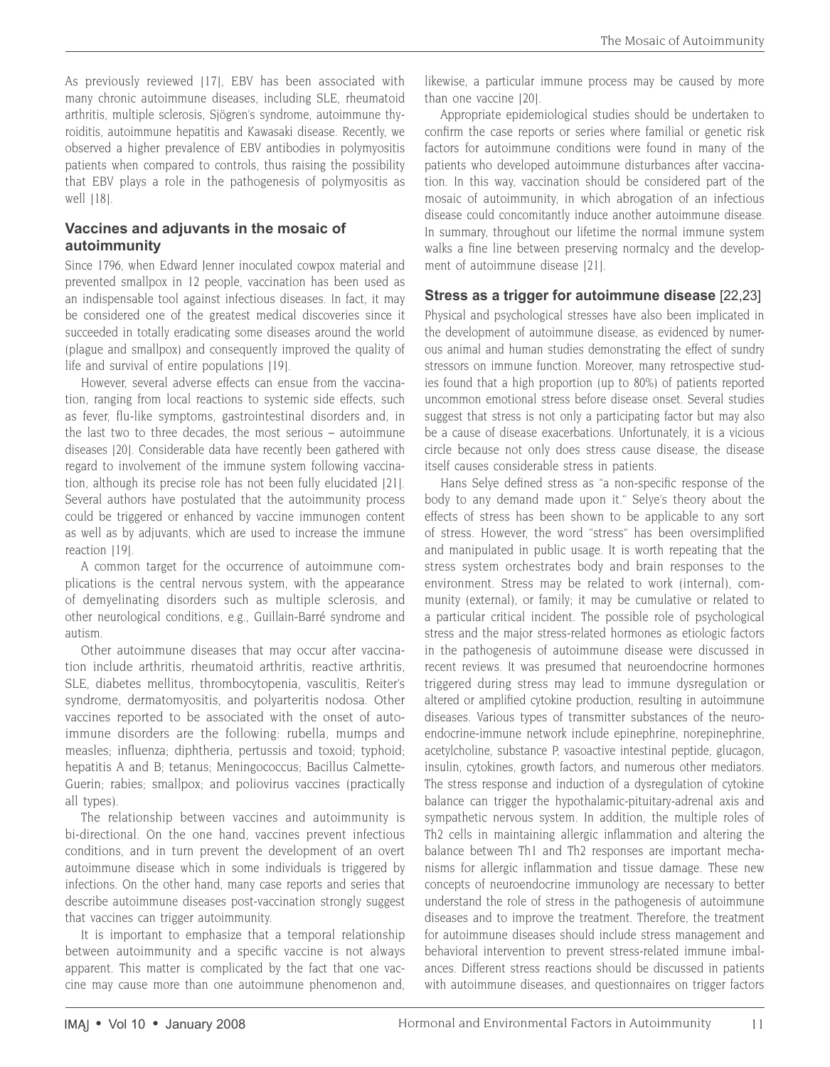As previously reviewed [17], EBV has been associated with many chronic autoimmune diseases, including SLE, rheumatoid arthritis, multiple sclerosis, Sjögren's syndrome, autoimmune thyroiditis, autoimmune hepatitis and Kawasaki disease. Recently, we observed a higher prevalence of EBV antibodies in polymyositis patients when compared to controls, thus raising the possibility that EBV plays a role in the pathogenesis of polymyositis as well [18].

## Vaccines and adjuvants in the mosaic of autoimmunity

Since 1796, when Edward Jenner inoculated cowpox material and prevented smallpox in 12 people, vaccination has been used as an indispensable tool against infectious diseases. In fact, it may be considered one of the greatest medical discoveries since it succeeded in totally eradicating some diseases around the world (plague and smallpox) and consequently improved the quality of life and survival of entire populations [19].

However, several adverse effects can ensue from the vaccination, ranging from local reactions to systemic side effects, such as fever, flu-like symptoms, gastrointestinal disorders and, in the last two to three decades, the most serious – autoimmune diseases [20]. Considerable data have recently been gathered with regard to involvement of the immune system following vaccination, although its precise role has not been fully elucidated [21]. Several authors have postulated that the autoimmunity process could be triggered or enhanced by vaccine immunogen content as well as by adjuvants, which are used to increase the immune reaction [19].

A common target for the occurrence of autoimmune complications is the central nervous system, with the appearance of demyelinating disorders such as multiple sclerosis, and other neurological conditions, e.g., Guillain-Barré syndrome and autism.

Other autoimmune diseases that may occur after vaccination include arthritis, rheumatoid arthritis, reactive arthritis, SLE, diabetes mellitus, thrombocytopenia, vasculitis, Reiter's syndrome, dermatomyositis, and polyarteritis nodosa. Other vaccines reported to be associated with the onset of autoimmune disorders are the following: rubella, mumps and measles; influenza; diphtheria, pertussis and toxoid; typhoid; hepatitis A and B; tetanus; Meningococcus; Bacillus Calmette-Guerin; rabies; smallpox; and poliovirus vaccines (practically all types).

The relationship between vaccines and autoimmunity is bi-directional. On the one hand, vaccines prevent infectious conditions, and in turn prevent the development of an overt autoimmune disease which in some individuals is triggered by infections. On the other hand, many case reports and series that describe autoimmune diseases post-vaccination strongly suggest that vaccines can trigger autoimmunity.

It is important to emphasize that a temporal relationship between autoimmunity and a specific vaccine is not always apparent. This matter is complicated by the fact that one vaccine may cause more than one autoimmune phenomenon and, likewise, a particular immune process may be caused by more than one vaccine [20].

Appropriate epidemiological studies should be undertaken to confirm the case reports or series where familial or genetic risk factors for autoimmune conditions were found in many of the patients who developed autoimmune disturbances after vaccination. In this way, vaccination should be considered part of the mosaic of autoimmunity, in which abrogation of an infectious disease could concomitantly induce another autoimmune disease. In summary, throughout our lifetime the normal immune system walks a fine line between preserving normalcy and the development of autoimmune disease [21].

## Stress as a trigger for autoimmune disease [22,23]

Physical and psychological stresses have also been implicated in the development of autoimmune disease, as evidenced by numerous animal and human studies demonstrating the effect of sundry stressors on immune function. Moreover, many retrospective studies found that a high proportion (up to 80%) of patients reported uncommon emotional stress before disease onset. Several studies suggest that stress is not only a participating factor but may also be a cause of disease exacerbations. Unfortunately, it is a vicious circle because not only does stress cause disease, the disease itself causes considerable stress in patients.

Hans Selye defined stress as "a non-specific response of the body to any demand made upon it." Selye's theory about the effects of stress has been shown to be applicable to any sort of stress. However, the word "stress" has been oversimplified and manipulated in public usage. It is worth repeating that the stress system orchestrates body and brain responses to the environment. Stress may be related to work (internal), community (external), or family; it may be cumulative or related to a particular critical incident. The possible role of psychological stress and the major stress-related hormones as etiologic factors in the pathogenesis of autoimmune disease were discussed in recent reviews. It was presumed that neuroendocrine hormones triggered during stress may lead to immune dysregulation or altered or amplified cytokine production, resulting in autoimmune diseases. Various types of transmitter substances of the neuroendocrine-immune network include epinephrine, norepinephrine, acetylcholine, substance P, vasoactive intestinal peptide, glucagon, insulin, cytokines, growth factors, and numerous other mediators. The stress response and induction of a dysregulation of cytokine balance can trigger the hypothalamic-pituitary-adrenal axis and sympathetic nervous system. In addition, the multiple roles of Th2 cells in maintaining allergic inflammation and altering the balance between Th1 and Th2 responses are important mechanisms for allergic inflammation and tissue damage. These new concepts of neuroendocrine immunology are necessary to better understand the role of stress in the pathogenesis of autoimmune diseases and to improve the treatment. Therefore, the treatment for autoimmune diseases should include stress management and behavioral intervention to prevent stress-related immune imbalances. Different stress reactions should be discussed in patients with autoimmune diseases, and questionnaires on trigger factors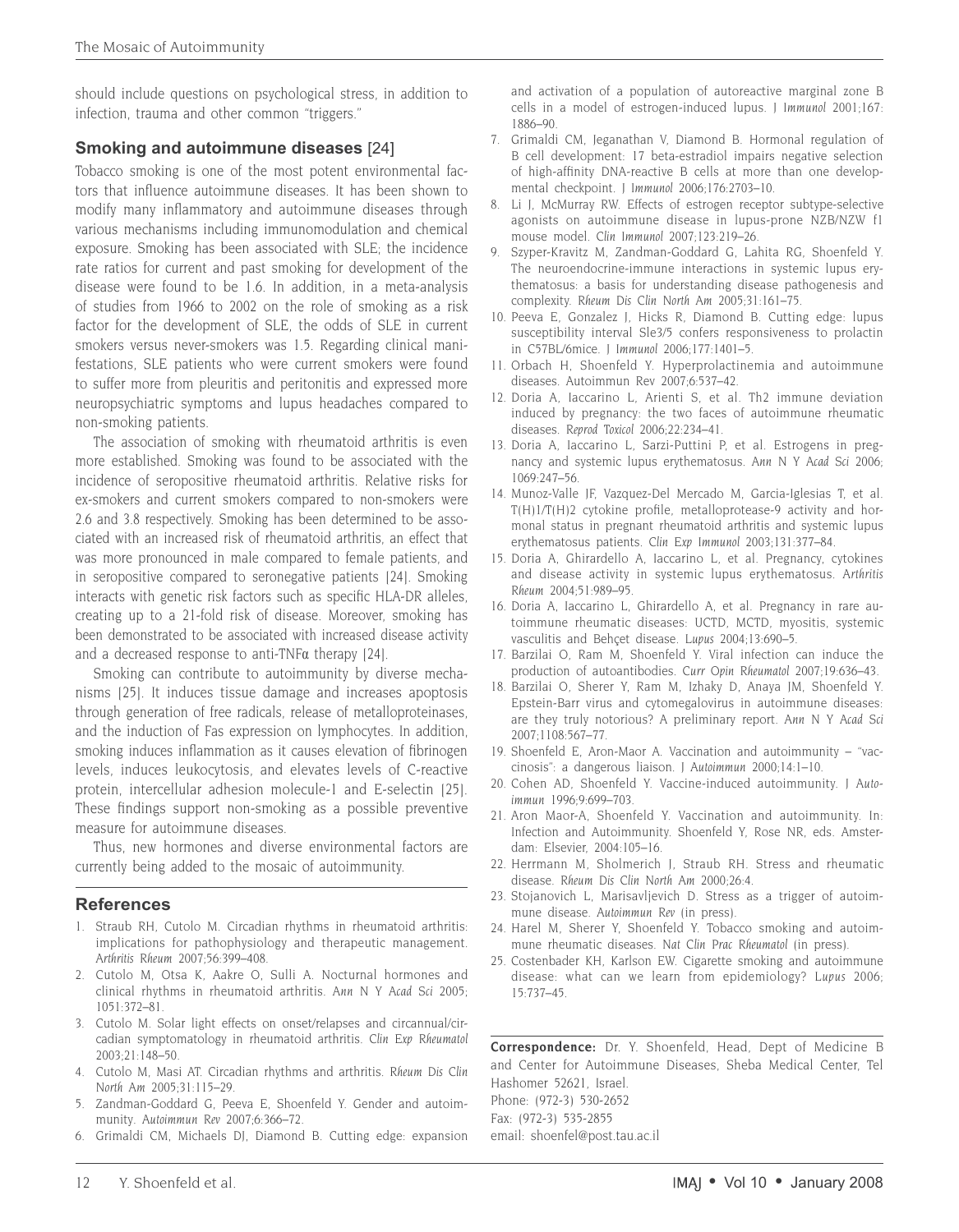should include questions on psychological stress, in addition to infection, trauma and other common "triggers."

### Smoking and autoimmune diseases [24]

Tobacco smoking is one of the most potent environmental factors that influence autoimmune diseases. It has been shown to modify many inflammatory and autoimmune diseases through various mechanisms including immunomodulation and chemical exposure. Smoking has been associated with SLE; the incidence rate ratios for current and past smoking for development of the disease were found to be 1.6. In addition, in a meta-analysis of studies from 1966 to 2002 on the role of smoking as a risk factor for the development of SLE, the odds of SLE in current smokers versus never-smokers was 1.5. Regarding clinical manifestations, SLE patients who were current smokers were found to suffer more from pleuritis and peritonitis and expressed more neuropsychiatric symptoms and lupus headaches compared to non-smoking patients.

The association of smoking with rheumatoid arthritis is even more established. Smoking was found to be associated with the incidence of seropositive rheumatoid arthritis. Relative risks for ex-smokers and current smokers compared to non-smokers were 2.6 and 3.8 respectively. Smoking has been determined to be associated with an increased risk of rheumatoid arthritis, an effect that was more pronounced in male compared to female patients, and in seropositive compared to seronegative patients [24]. Smoking interacts with genetic risk factors such as specific HLA-DR alleles, creating up to a 21-fold risk of disease. Moreover, smoking has been demonstrated to be associated with increased disease activity and a decreased response to anti-TNFα therapy [24].

Smoking can contribute to autoimmunity by diverse mechanisms [25]. It induces tissue damage and increases apoptosis through generation of free radicals, release of metalloproteinases, and the induction of Fas expression on lymphocytes. In addition, smoking induces inflammation as it causes elevation of fibrinogen levels, induces leukocytosis, and elevates levels of C-reactive protein, intercellular adhesion molecule-1 and E-selectin [25]. These findings support non-smoking as a possible preventive measure for autoimmune diseases.

Thus, new hormones and diverse environmental factors are currently being added to the mosaic of autoimmunity.

## References

1. Straub RH, Cutolo M. Circadian rhythms in rheumatoid arthritis: implications for pathophysiology and therapeutic management. *Arthritis Rheum* 2007;56:399–408.
2. Cutolo M, Otsa K, Aakre O, Sulli A. Nocturnal hormones and clinical rhythms in rheumatoid arthritis. *Ann N Y Acad Sci* 2005; 1051:372–81.
3. Cutolo M. Solar light effects on onset/relapses and circannual/circadian symptomatology in rheumatoid arthritis. *Clin Exp Rheumatol* 2003;21:148–50.
4. Cutolo M, Masi AT. Circadian rhythms and arthritis. *Rheum Dis Clin North Am* 2005;31:115–29.
5. Zandman-Goddard G, Peeva E, Shoenfeld Y. Gender and autoimmunity. *Autoimmun Rev* 2007;6:366–72.
6. Grimaldi CM, Michaels DJ, Diamond B. Cutting edge: expansion and activation of a population of autoreactive marginal zone B cells in a model of estrogen-induced lupus. *J Immunol* 2001;167: 1886–90.
7. Grimaldi CM, Jeganathan V, Diamond B. Hormonal regulation of B cell development: 17 beta-estradiol impairs negative selection of high-affinity DNA-reactive B cells at more than one developmental checkpoint. *J Immunol* 2006;176:2703–10.
8. Li J, McMurray RW. Effects of estrogen receptor subtype-selective agonists on autoimmune disease in lupus-prone NZB/NZW f1 mouse model. *Clin Immunol* 2007;123:219–26.
9. Szyper-Kravitz M, Zandman-Goddard G, Lahita RG, Shoenfeld Y. The neuroendocrine-immune interactions in systemic lupus erythematosus: a basis for understanding disease pathogenesis and complexity. *Rheum Dis Clin North Am* 2005;31:161–75.
10. Peeva E, Gonzalez J, Hicks R, Diamond B. Cutting edge: lupus susceptibility interval Sle3/5 confers responsiveness to prolactin in C57BL/6mice. *J Immunol* 2006;177:1401–5.
11. Orbach H, Shoenfeld Y. Hyperprolactinemia and autoimmune diseases. Autoimmun Rev 2007;6:537–42.
12. Doria A, Iaccarino L, Arienti S, et al. Th2 immune deviation induced by pregnancy: the two faces of autoimmune rheumatic diseases. *Reprod Toxicol* 2006;22:234–41.
13. Doria A, Iaccarino L, Sarzi-Puttini P, et al. Estrogens in pregnancy and systemic lupus erythematosus. *Ann N Y Acad Sci* 2006; 1069:247–56.
14. Munoz-Valle JF, Vazquez-Del Mercado M, Garcia-Iglesias T, et al. T(H)1/T(H)2 cytokine profile, metalloprotease-9 activity and hormonal status in pregnant rheumatoid arthritis and systemic lupus erythematosus patients. *Clin Exp Immunol* 2003;131:377–84.
15. Doria A, Ghirardello A, Iaccarino L, et al. Pregnancy, cytokines and disease activity in systemic lupus erythematosus. *Arthritis Rheum* 2004;51:989–95.
16. Doria A, Iaccarino L, Ghirardello A, et al. Pregnancy in rare autoimmune rheumatic diseases: UCTD, MCTD, myositis, systemic vasculitis and Behçet disease. *Lupus* 2004;13:690–5.
17. Barzilai O, Ram M, Shoenfeld Y. Viral infection can induce the production of autoantibodies. *Curr Opin Rheumatol* 2007;19:636–43.
18. Barzilai O, Sherer Y, Ram M, Izhaky D, Anaya JM, Shoenfeld Y. Epstein-Barr virus and cytomegalovirus in autoimmune diseases: are they truly notorious? A preliminary report. *Ann N Y Acad Sci* 2007;1108:567–77.
19. Shoenfeld E, Aron-Maor A. Vaccination and autoimmunity – "vaccinosis": a dangerous liaison. *J Autoimmun* 2000;14:1–10.
20. Cohen AD, Shoenfeld Y. Vaccine-induced autoimmunity. *J Autoimmun* 1996;9:699–703.
21. Aron Maor-A, Shoenfeld Y. Vaccination and autoimmunity. In: Infection and Autoimmunity. Shoenfeld Y, Rose NR, eds. Amsterdam: Elsevier, 2004:105–16.
22. Herrmann M, Sholmerich J, Straub RH. Stress and rheumatic disease. *Rheum Dis Clin North Am* 2000;26:4.
23. Stojanovich L, Marisavljevich D. Stress as a trigger of autoimmune disease. *Autoimmun Rev* (in press).
24. Harel M, Sherer Y, Shoenfeld Y. Tobacco smoking and autoimmune rheumatic diseases. *Nat Clin Prac Rheumatol* (in press).
25. Costenbader KH, Karlson EW. Cigarette smoking and autoimmune disease: what can we learn from epidemiology? *Lupus* 2006; 15:737–45.

**Correspondence:** Dr. Y. Shoenfeld, Head, Dept of Medicine B and Center for Autoimmune Diseases, Sheba Medical Center, Tel Hashomer 52621, Israel.
Phone: (972-3) 530-2652
Fax: (972-3) 535-2855
email: shoenfel@post.tau.ac.il